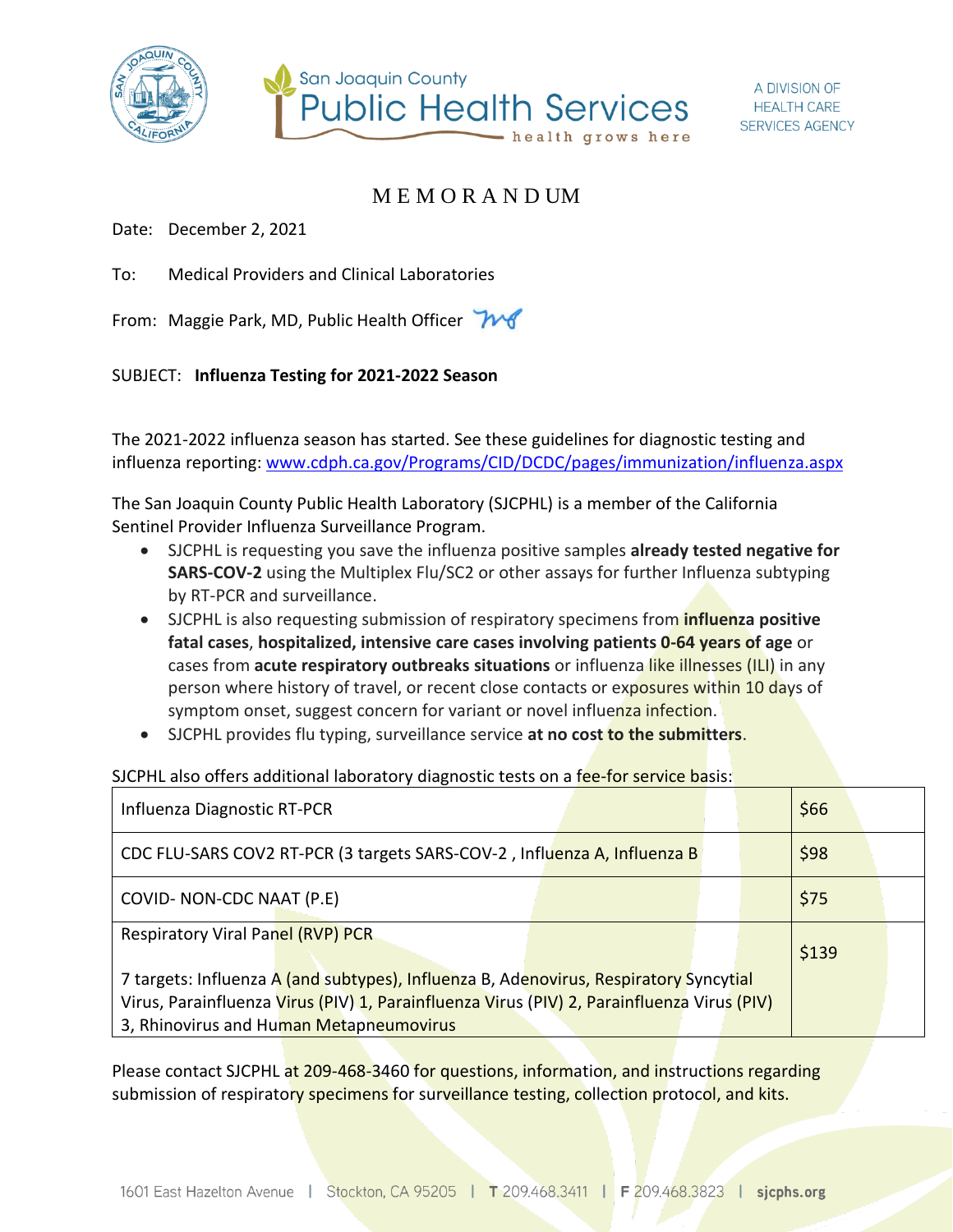San Joaquin County Public Health Services — health grows here

A DIVISION OF HEALTH CARE SERVICES AGENCY

# MEMORANDUM

Date: December 2, 2021

To: Medical Providers and Clinical Laboratories

From: Maggie Park, MD, Public Health Officer

SUBJECT: **Influenza Testing for 2021-2022 Season**

The 2021-2022 influenza season has started. See these guidelines for diagnostic testing and influenza reporting: www.cdph.ca.gov/Programs/CID/DCDC/pages/immunization/influenza.aspx

The San Joaquin County Public Health Laboratory (SJCPHL) is a member of the California Sentinel Provider Influenza Surveillance Program.

- SJCPHL is requesting you save the influenza positive samples **already tested negative for SARS-COV-2** using the Multiplex Flu/SC2 or other assays for further Influenza subtyping by RT-PCR and surveillance.
- SJCPHL is also requesting submission of respiratory specimens from **influenza positive fatal cases**, **hospitalized, intensive care cases involving patients 0-64 years of age** or cases from **acute respiratory outbreaks situations** or influenza like illnesses (ILI) in any person where history of travel, or recent close contacts or exposures within 10 days of symptom onset, suggest concern for variant or novel influenza infection.
- SJCPHL provides flu typing, surveillance service **at no cost to the submitters**.

SJCPHL also offers additional laboratory diagnostic tests on a fee-for service basis:

| Test | Fee |
|---|---|
| Influenza Diagnostic RT-PCR | $66 |
| CDC FLU-SARS COV2 RT-PCR (3 targets SARS-COV-2 , Influenza A, Influenza B | $98 |
| COVID- NON-CDC NAAT (P.E) | $75 |
| Respiratory Viral Panel (RVP) PCR<br><br>7 targets: Influenza A (and subtypes), Influenza B, Adenovirus, Respiratory Syncytial Virus, Parainfluenza Virus (PIV) 1, Parainfluenza Virus (PIV) 2, Parainfluenza Virus (PIV) 3, Rhinovirus and Human Metapneumovirus | $139 |

Please contact SJCPHL at 209-468-3460 for questions, information, and instructions regarding submission of respiratory specimens for surveillance testing, collection protocol, and kits.

1601 East Hazelton Avenue | Stockton, CA 95205 | T 209.468.3411 | F 209.468.3823 | sjcphs.org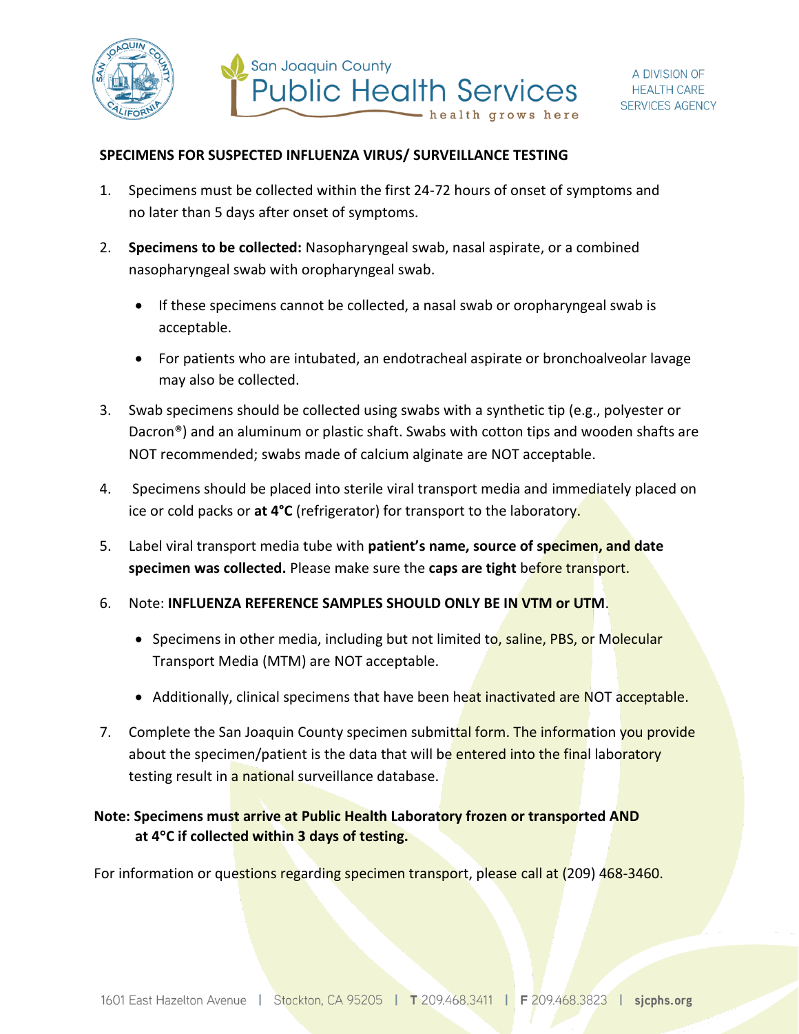## SPECIMENS FOR SUSPECTED INFLUENZA VIRUS/ SURVEILLANCE TESTING

1. Specimens must be collected within the first 24-72 hours of onset of symptoms and no later than 5 days after onset of symptoms.
2. **Specimens to be collected:** Nasopharyngeal swab, nasal aspirate, or a combined nasopharyngeal swab with oropharyngeal swab.
   - If these specimens cannot be collected, a nasal swab or oropharyngeal swab is acceptable.
   - For patients who are intubated, an endotracheal aspirate or bronchoalveolar lavage may also be collected.
3. Swab specimens should be collected using swabs with a synthetic tip (e.g., polyester or Dacron®) and an aluminum or plastic shaft. Swabs with cotton tips and wooden shafts are NOT recommended; swabs made of calcium alginate are NOT acceptable.
4. Specimens should be placed into sterile viral transport media and immediately placed on ice or cold packs or **at 4°C** (refrigerator) for transport to the laboratory.
5. Label viral transport media tube with **patient's name, source of specimen, and date specimen was collected.** Please make sure the **caps are tight** before transport.
6. Note: **INFLUENZA REFERENCE SAMPLES SHOULD ONLY BE IN VTM or UTM**.
   - Specimens in other media, including but not limited to, saline, PBS, or Molecular Transport Media (MTM) are NOT acceptable.
   - Additionally, clinical specimens that have been heat inactivated are NOT acceptable.
7. Complete the San Joaquin County specimen submittal form. The information you provide about the specimen/patient is the data that will be entered into the final laboratory testing result in a national surveillance database.

**Note: Specimens must arrive at Public Health Laboratory frozen or transported AND at 4°C if collected within 3 days of testing.**

For information or questions regarding specimen transport, please call at (209) 468-3460.